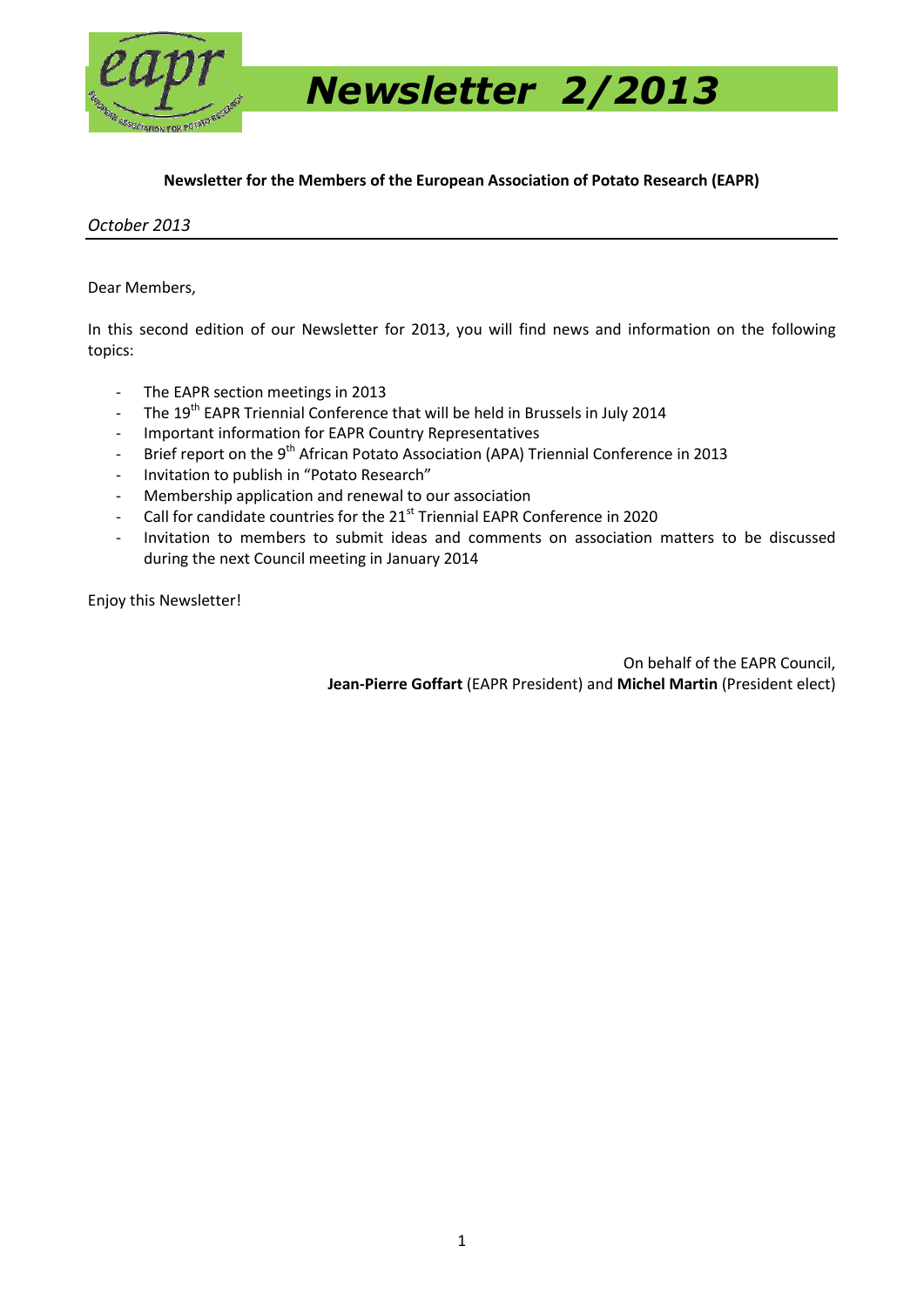# Newsletter 2/2013

**Newsletter for the Members of the European Association of Potato Research (EAPR)**

*October 2013*

---

Dear Members,

In this second edition of our Newsletter for 2013, you will find news and information on the following topics:

- The EAPR section meetings in 2013
- The 19th EAPR Triennial Conference that will be held in Brussels in July 2014
- Important information for EAPR Country Representatives
- Brief report on the 9th African Potato Association (APA) Triennial Conference in 2013
- Invitation to publish in "Potato Research"
- Membership application and renewal to our association
- Call for candidate countries for the 21st Triennial EAPR Conference in 2020
- Invitation to members to submit ideas and comments on association matters to be discussed during the next Council meeting in January 2014

Enjoy this Newsletter!

On behalf of the EAPR Council,
**Jean-Pierre Goffart** (EAPR President) and **Michel Martin** (President elect)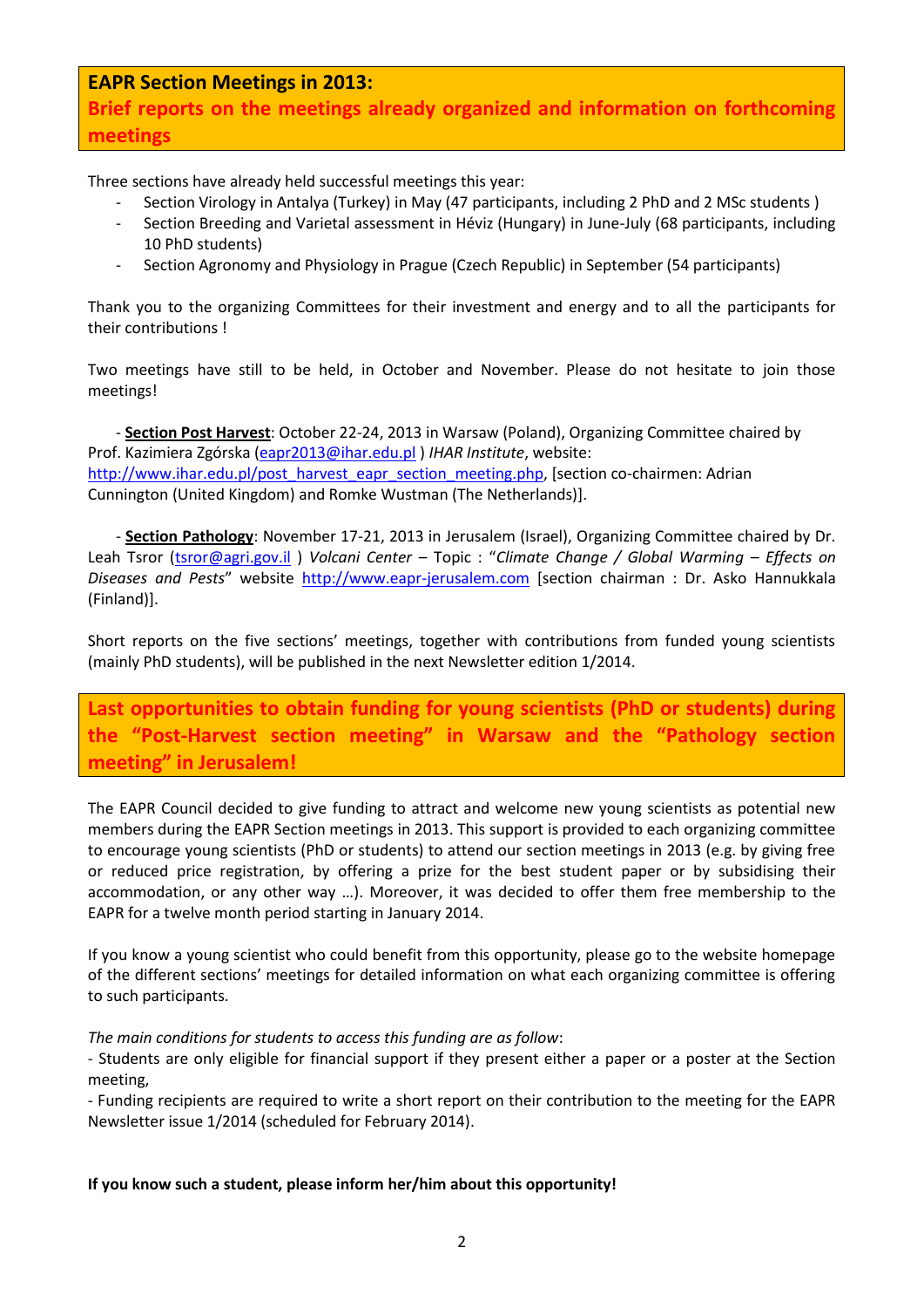## EAPR Section Meetings in 2013: Brief reports on the meetings already organized and information on forthcoming meetings

Three sections have already held successful meetings this year:

- Section Virology in Antalya (Turkey) in May (47 participants, including 2 PhD and 2 MSc students )
- Section Breeding and Varietal assessment in Héviz (Hungary) in June-July (68 participants, including 10 PhD students)
- Section Agronomy and Physiology in Prague (Czech Republic) in September (54 participants)

Thank you to the organizing Committees for their investment and energy and to all the participants for their contributions !

Two meetings have still to be held, in October and November. Please do not hesitate to join those meetings!

- **Section Post Harvest**: October 22-24, 2013 in Warsaw (Poland), Organizing Committee chaired by Prof. Kazimiera Zgórska (eapr2013@ihar.edu.pl ) *IHAR Institute*, website: http://www.ihar.edu.pl/post_harvest_eapr_section_meeting.php, [section co-chairmen: Adrian Cunnington (United Kingdom) and Romke Wustman (The Netherlands)].

- **Section Pathology**: November 17-21, 2013 in Jerusalem (Israel), Organizing Committee chaired by Dr. Leah Tsror (tsror@agri.gov.il ) *Volcani Center* – Topic : "*Climate Change / Global Warming – Effects on Diseases and Pests*" website http://www.eapr-jerusalem.com [section chairman : Dr. Asko Hannukkala (Finland)].

Short reports on the five sections' meetings, together with contributions from funded young scientists (mainly PhD students), will be published in the next Newsletter edition 1/2014.

## Last opportunities to obtain funding for young scientists (PhD or students) during the "Post-Harvest section meeting" in Warsaw and the "Pathology section meeting" in Jerusalem!

The EAPR Council decided to give funding to attract and welcome new young scientists as potential new members during the EAPR Section meetings in 2013. This support is provided to each organizing committee to encourage young scientists (PhD or students) to attend our section meetings in 2013 (e.g. by giving free or reduced price registration, by offering a prize for the best student paper or by subsidising their accommodation, or any other way …). Moreover, it was decided to offer them free membership to the EAPR for a twelve month period starting in January 2014.

If you know a young scientist who could benefit from this opportunity, please go to the website homepage of the different sections' meetings for detailed information on what each organizing committee is offering to such participants.

*The main conditions for students to access this funding are as follow*:

- Students are only eligible for financial support if they present either a paper or a poster at the Section meeting,
- Funding recipients are required to write a short report on their contribution to the meeting for the EAPR Newsletter issue 1/2014 (scheduled for February 2014).

**If you know such a student, please inform her/him about this opportunity!**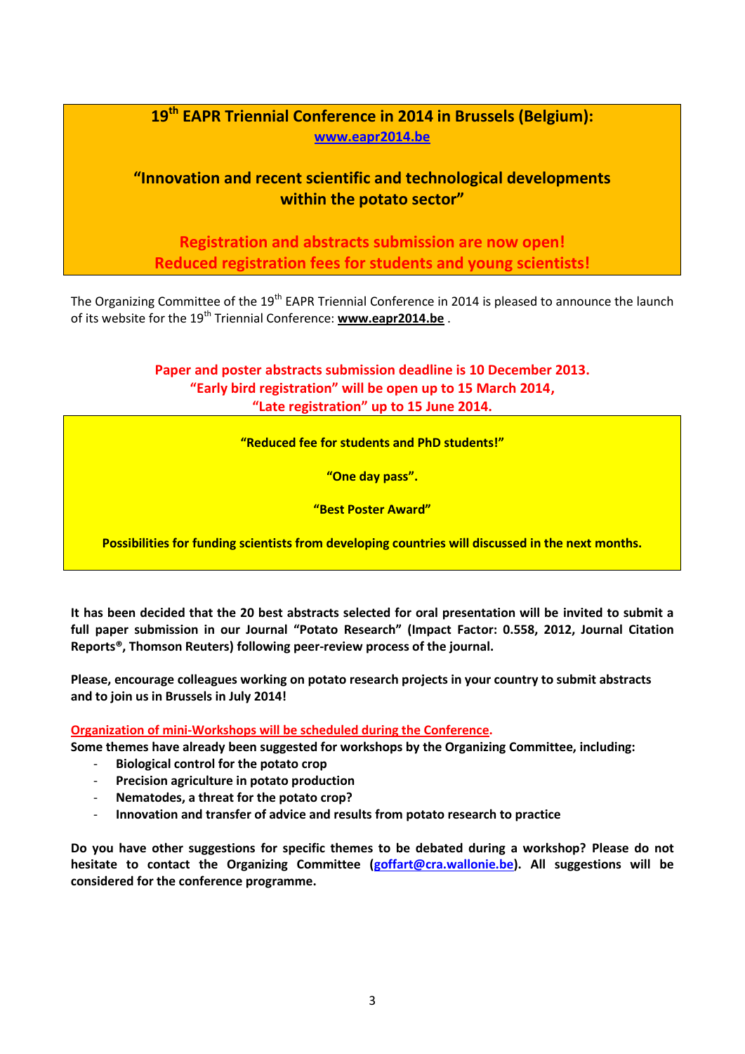## 19th EAPR Triennial Conference in 2014 in Brussels (Belgium):

[www.eapr2014.be](http://www.eapr2014.be)

### "Innovation and recent scientific and technological developments within the potato sector"

**Registration and abstracts submission are now open!**
**Reduced registration fees for students and young scientists!**

The Organizing Committee of the 19th EAPR Triennial Conference in 2014 is pleased to announce the launch of its website for the 19th Triennial Conference: **www.eapr2014.be** .

**Paper and poster abstracts submission deadline is 10 December 2013.**
**"Early bird registration" will be open up to 15 March 2014,**
**"Late registration" up to 15 June 2014.**

**"Reduced fee for students and PhD students!"**

**"One day pass".**

**"Best Poster Award"**

**Possibilities for funding scientists from developing countries will discussed in the next months.**

**It has been decided that the 20 best abstracts selected for oral presentation will be invited to submit a full paper submission in our Journal "Potato Research" (Impact Factor: 0.558, 2012, Journal Citation Reports®, Thomson Reuters) following peer-review process of the journal.**

**Please, encourage colleagues working on potato research projects in your country to submit abstracts and to join us in Brussels in July 2014!**

Organization of mini-Workshops will be scheduled during the Conference.

**Some themes have already been suggested for workshops by the Organizing Committee, including:**

- **Biological control for the potato crop**
- **Precision agriculture in potato production**
- **Nematodes, a threat for the potato crop?**
- **Innovation and transfer of advice and results from potato research to practice**

**Do you have other suggestions for specific themes to be debated during a workshop? Please do not hesitate to contact the Organizing Committee ([goffart@cra.wallonie.be](mailto:goffart@cra.wallonie.be)). All suggestions will be considered for the conference programme.**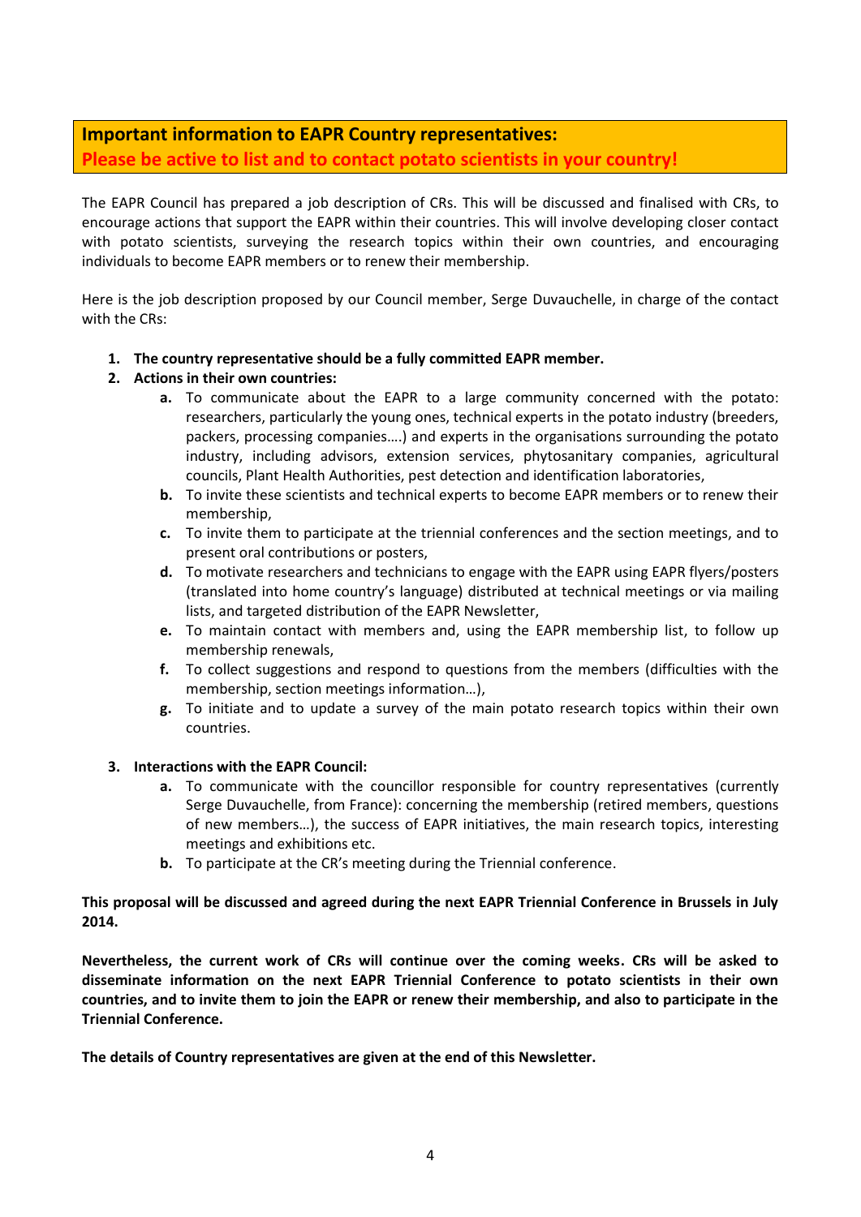## Important information to EAPR Country representatives:
## Please be active to list and to contact potato scientists in your country!

The EAPR Council has prepared a job description of CRs. This will be discussed and finalised with CRs, to encourage actions that support the EAPR within their countries. This will involve developing closer contact with potato scientists, surveying the research topics within their own countries, and encouraging individuals to become EAPR members or to renew their membership.

Here is the job description proposed by our Council member, Serge Duvauchelle, in charge of the contact with the CRs:

1. **The country representative should be a fully committed EAPR member.**
2. **Actions in their own countries:**
   - **a.** To communicate about the EAPR to a large community concerned with the potato: researchers, particularly the young ones, technical experts in the potato industry (breeders, packers, processing companies….) and experts in the organisations surrounding the potato industry, including advisors, extension services, phytosanitary companies, agricultural councils, Plant Health Authorities, pest detection and identification laboratories,
   - **b.** To invite these scientists and technical experts to become EAPR members or to renew their membership,
   - **c.** To invite them to participate at the triennial conferences and the section meetings, and to present oral contributions or posters,
   - **d.** To motivate researchers and technicians to engage with the EAPR using EAPR flyers/posters (translated into home country's language) distributed at technical meetings or via mailing lists, and targeted distribution of the EAPR Newsletter,
   - **e.** To maintain contact with members and, using the EAPR membership list, to follow up membership renewals,
   - **f.** To collect suggestions and respond to questions from the members (difficulties with the membership, section meetings information…),
   - **g.** To initiate and to update a survey of the main potato research topics within their own countries.
3. **Interactions with the EAPR Council:**
   - **a.** To communicate with the councillor responsible for country representatives (currently Serge Duvauchelle, from France): concerning the membership (retired members, questions of new members…), the success of EAPR initiatives, the main research topics, interesting meetings and exhibitions etc.
   - **b.** To participate at the CR's meeting during the Triennial conference.

**This proposal will be discussed and agreed during the next EAPR Triennial Conference in Brussels in July 2014.**

**Nevertheless, the current work of CRs will continue over the coming weeks. CRs will be asked to disseminate information on the next EAPR Triennial Conference to potato scientists in their own countries, and to invite them to join the EAPR or renew their membership, and also to participate in the Triennial Conference.**

**The details of Country representatives are given at the end of this Newsletter.**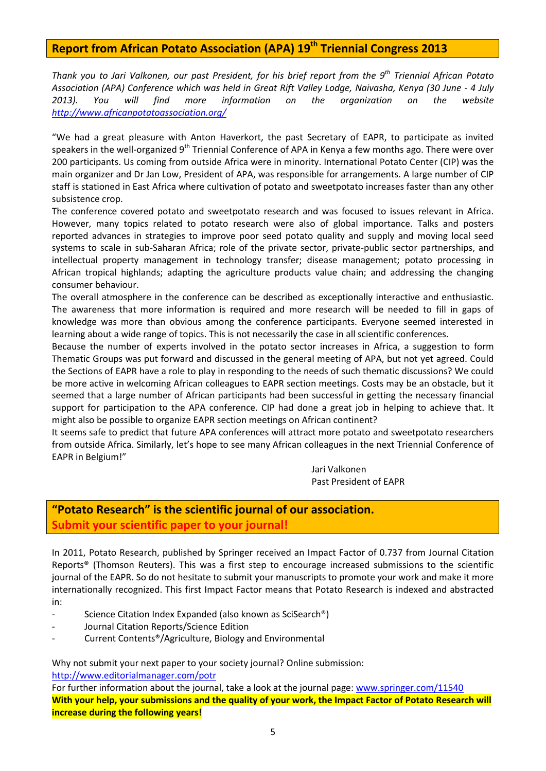## Report from African Potato Association (APA) 19th Triennial Congress 2013

*Thank you to Jari Valkonen, our past President, for his brief report from the 9th Triennial African Potato Association (APA) Conference which was held in Great Rift Valley Lodge, Naivasha, Kenya (30 June - 4 July 2013). You will find more information on the organization on the website [http://www.africanpotatoassociation.org/](http://www.africanpotatoassociation.org/)*

"We had a great pleasure with Anton Haverkort, the past Secretary of EAPR, to participate as invited speakers in the well-organized 9th Triennial Conference of APA in Kenya a few months ago. There were over 200 participants. Us coming from outside Africa were in minority. International Potato Center (CIP) was the main organizer and Dr Jan Low, President of APA, was responsible for arrangements. A large number of CIP staff is stationed in East Africa where cultivation of potato and sweetpotato increases faster than any other subsistence crop.

The conference covered potato and sweetpotato research and was focused to issues relevant in Africa. However, many topics related to potato research were also of global importance. Talks and posters reported advances in strategies to improve poor seed potato quality and supply and moving local seed systems to scale in sub-Saharan Africa; role of the private sector, private-public sector partnerships, and intellectual property management in technology transfer; disease management; potato processing in African tropical highlands; adapting the agriculture products value chain; and addressing the changing consumer behaviour.

The overall atmosphere in the conference can be described as exceptionally interactive and enthusiastic. The awareness that more information is required and more research will be needed to fill in gaps of knowledge was more than obvious among the conference participants. Everyone seemed interested in learning about a wide range of topics. This is not necessarily the case in all scientific conferences.

Because the number of experts involved in the potato sector increases in Africa, a suggestion to form Thematic Groups was put forward and discussed in the general meeting of APA, but not yet agreed. Could the Sections of EAPR have a role to play in responding to the needs of such thematic discussions? We could be more active in welcoming African colleagues to EAPR section meetings. Costs may be an obstacle, but it seemed that a large number of African participants had been successful in getting the necessary financial support for participation to the APA conference. CIP had done a great job in helping to achieve that. It might also be possible to organize EAPR section meetings on African continent?

It seems safe to predict that future APA conferences will attract more potato and sweetpotato researchers from outside Africa. Similarly, let's hope to see many African colleagues in the next Triennial Conference of EAPR in Belgium!"

Jari Valkonen
Past President of EAPR

## "Potato Research" is the scientific journal of our association.
## Submit your scientific paper to your journal!

In 2011, Potato Research, published by Springer received an Impact Factor of 0.737 from Journal Citation Reports® (Thomson Reuters). This was a first step to encourage increased submissions to the scientific journal of the EAPR. So do not hesitate to submit your manuscripts to promote your work and make it more internationally recognized. This first Impact Factor means that Potato Research is indexed and abstracted in:

- Science Citation Index Expanded (also known as SciSearch®)
- Journal Citation Reports/Science Edition
- Current Contents®/Agriculture, Biology and Environmental

Why not submit your next paper to your society journal? Online submission:
[http://www.editorialmanager.com/potr](http://www.editorialmanager.com/potr)
For further information about the journal, take a look at the journal page: [www.springer.com/11540](www.springer.com/11540)
**With your help, your submissions and the quality of your work, the Impact Factor of Potato Research will increase during the following years!**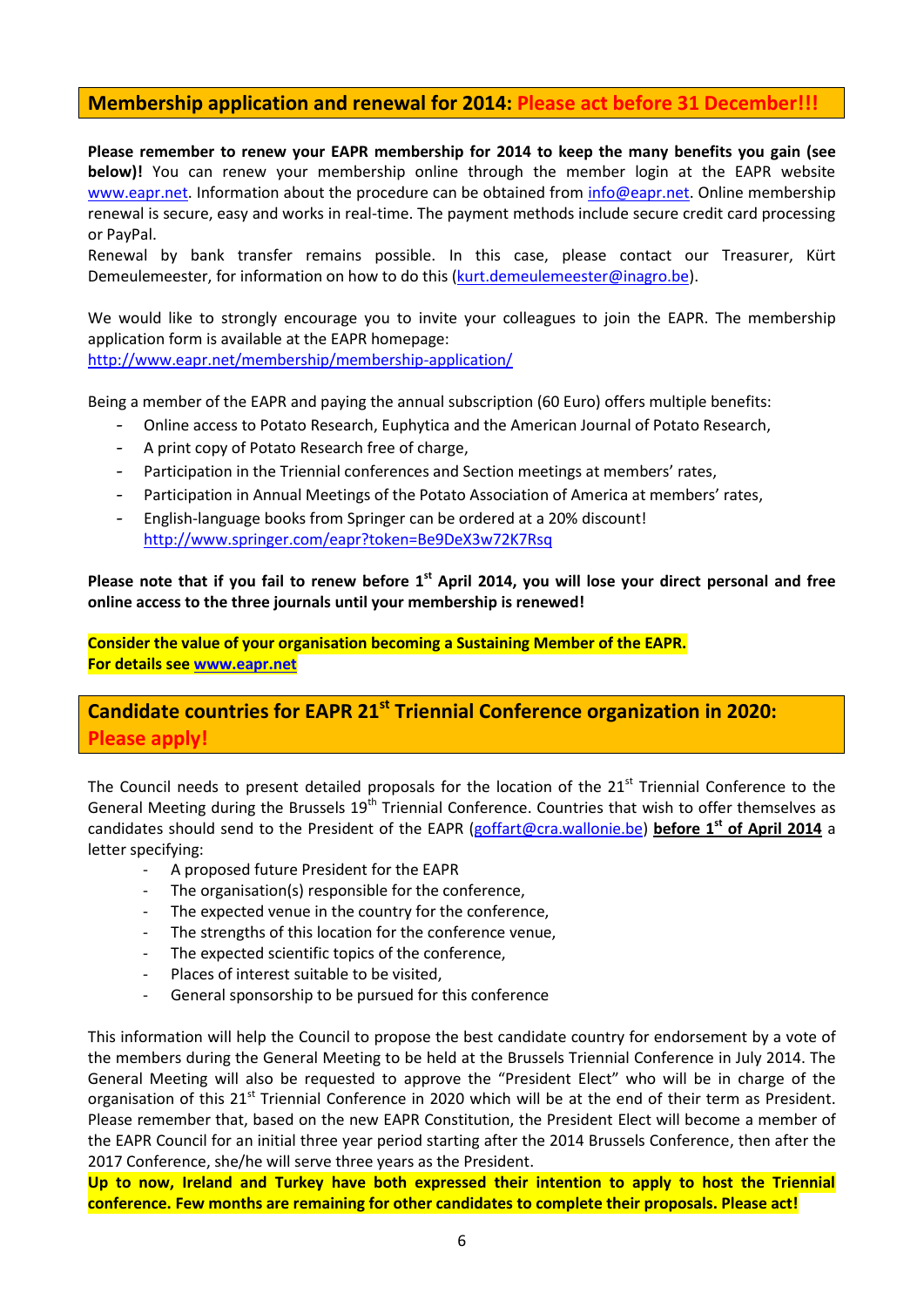## Membership application and renewal for 2014: Please act before 31 December!!!

**Please remember to renew your EAPR membership for 2014 to keep the many benefits you gain (see below)!** You can renew your membership online through the member login at the EAPR website www.eapr.net. Information about the procedure can be obtained from info@eapr.net. Online membership renewal is secure, easy and works in real-time. The payment methods include secure credit card processing or PayPal.

Renewal by bank transfer remains possible. In this case, please contact our Treasurer, Kürt Demeulemeester, for information on how to do this (kurt.demeulemeester@inagro.be).

We would like to strongly encourage you to invite your colleagues to join the EAPR. The membership application form is available at the EAPR homepage:
http://www.eapr.net/membership/membership-application/

Being a member of the EAPR and paying the annual subscription (60 Euro) offers multiple benefits:

- Online access to Potato Research, Euphytica and the American Journal of Potato Research,
- A print copy of Potato Research free of charge,
- Participation in the Triennial conferences and Section meetings at members' rates,
- Participation in Annual Meetings of the Potato Association of America at members' rates,
- English-language books from Springer can be ordered at a 20% discount!
  http://www.springer.com/eapr?token=Be9DeX3w72K7Rsq

**Please note that if you fail to renew before 1st April 2014, you will lose your direct personal and free online access to the three journals until your membership is renewed!**

**Consider the value of your organisation becoming a Sustaining Member of the EAPR.**
**For details see www.eapr.net**

## Candidate countries for EAPR 21st Triennial Conference organization in 2020: Please apply!

The Council needs to present detailed proposals for the location of the 21st Triennial Conference to the General Meeting during the Brussels 19th Triennial Conference. Countries that wish to offer themselves as candidates should send to the President of the EAPR (goffart@cra.wallonie.be) **before 1st of April 2014** a letter specifying:

- A proposed future President for the EAPR
- The organisation(s) responsible for the conference,
- The expected venue in the country for the conference,
- The strengths of this location for the conference venue,
- The expected scientific topics of the conference,
- Places of interest suitable to be visited,
- General sponsorship to be pursued for this conference

This information will help the Council to propose the best candidate country for endorsement by a vote of the members during the General Meeting to be held at the Brussels Triennial Conference in July 2014. The General Meeting will also be requested to approve the "President Elect" who will be in charge of the organisation of this 21st Triennial Conference in 2020 which will be at the end of their term as President. Please remember that, based on the new EAPR Constitution, the President Elect will become a member of the EAPR Council for an initial three year period starting after the 2014 Brussels Conference, then after the 2017 Conference, she/he will serve three years as the President.

**Up to now, Ireland and Turkey have both expressed their intention to apply to host the Triennial conference. Few months are remaining for other candidates to complete their proposals. Please act!**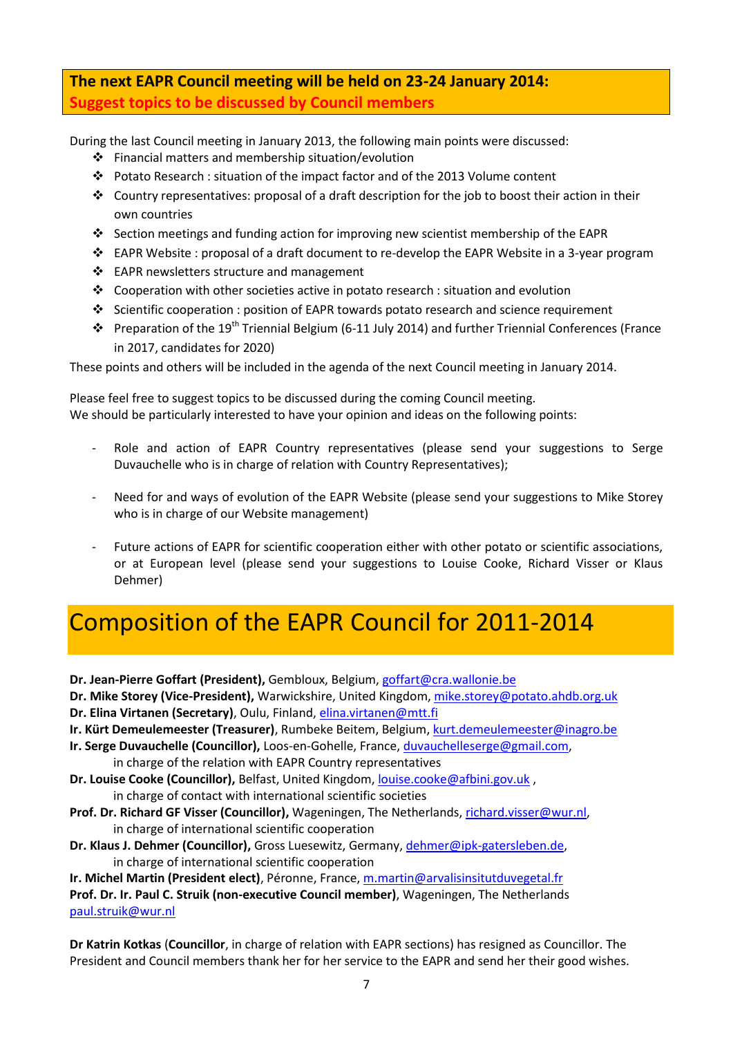## The next EAPR Council meeting will be held on 23-24 January 2014: Suggest topics to be discussed by Council members

During the last Council meeting in January 2013, the following main points were discussed:

- Financial matters and membership situation/evolution
- Potato Research : situation of the impact factor and of the 2013 Volume content
- Country representatives: proposal of a draft description for the job to boost their action in their own countries
- Section meetings and funding action for improving new scientist membership of the EAPR
- EAPR Website : proposal of a draft document to re-develop the EAPR Website in a 3-year program
- EAPR newsletters structure and management
- Cooperation with other societies active in potato research : situation and evolution
- Scientific cooperation : position of EAPR towards potato research and science requirement
- Preparation of the 19th Triennial Belgium (6-11 July 2014) and further Triennial Conferences (France in 2017, candidates for 2020)

These points and others will be included in the agenda of the next Council meeting in January 2014.

Please feel free to suggest topics to be discussed during the coming Council meeting.
We should be particularly interested to have your opinion and ideas on the following points:

- Role and action of EAPR Country representatives (please send your suggestions to Serge Duvauchelle who is in charge of relation with Country Representatives);
- Need for and ways of evolution of the EAPR Website (please send your suggestions to Mike Storey who is in charge of our Website management)
- Future actions of EAPR for scientific cooperation either with other potato or scientific associations, or at European level (please send your suggestions to Louise Cooke, Richard Visser or Klaus Dehmer)

# Composition of the EAPR Council for 2011-2014

**Dr. Jean-Pierre Goffart (President),** Gembloux, Belgium, goffart@cra.wallonie.be
**Dr. Mike Storey (Vice-President),** Warwickshire, United Kingdom, mike.storey@potato.ahdb.org.uk
**Dr. Elina Virtanen (Secretary)**, Oulu, Finland, elina.virtanen@mtt.fi
**Ir. Kürt Demeulemeester (Treasurer)**, Rumbeke Beitem, Belgium, kurt.demeulemeester@inagro.be
**Ir. Serge Duvauchelle (Councillor),** Loos-en-Gohelle, France, duvauchelleserge@gmail.com,
in charge of the relation with EAPR Country representatives
**Dr. Louise Cooke (Councillor),** Belfast, United Kingdom, louise.cooke@afbini.gov.uk ,
in charge of contact with international scientific societies
**Prof. Dr. Richard GF Visser (Councillor),** Wageningen, The Netherlands, richard.visser@wur.nl,
in charge of international scientific cooperation
**Dr. Klaus J. Dehmer (Councillor),** Gross Luesewitz, Germany, dehmer@ipk-gatersleben.de,
in charge of international scientific cooperation
**Ir. Michel Martin (President elect)**, Péronne, France, m.martin@arvalisinsitutduvegetal.fr
**Prof. Dr. Ir. Paul C. Struik (non-executive Council member)**, Wageningen, The Netherlands
paul.struik@wur.nl

**Dr Katrin Kotkas** (**Councillor**, in charge of relation with EAPR sections) has resigned as Councillor. The President and Council members thank her for her service to the EAPR and send her their good wishes.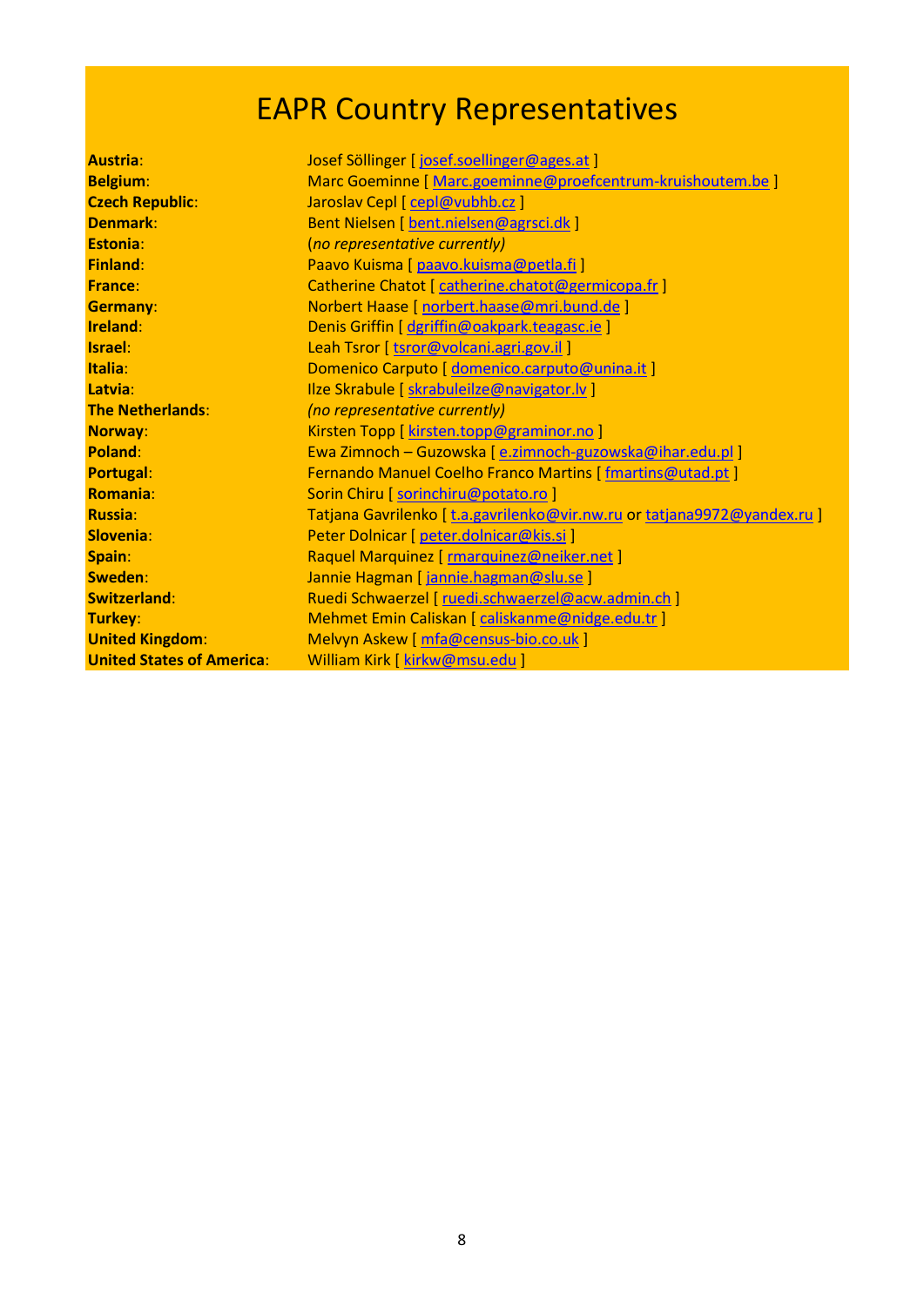# EAPR Country Representatives

**Austria**: Josef Söllinger [ josef.soellinger@ages.at ]
**Belgium**: Marc Goeminne [ Marc.goeminne@proefcentrum-kruishoutem.be ]
**Czech Republic**: Jaroslav Cepl [ cepl@vubhb.cz ]
**Denmark**: Bent Nielsen [ bent.nielsen@agrsci.dk ]
**Estonia**: *(no representative currently)*
**Finland**: Paavo Kuisma [ paavo.kuisma@petla.fi ]
**France**: Catherine Chatot [ catherine.chatot@germicopa.fr ]
**Germany**: Norbert Haase [ norbert.haase@mri.bund.de ]
**Ireland**: Denis Griffin [ dgriffin@oakpark.teagasc.ie ]
**Israel**: Leah Tsror [ tsror@volcani.agri.gov.il ]
**Italia**: Domenico Carputo [ domenico.carputo@unina.it ]
**Latvia**: Ilze Skrabule [ skrabuleilze@navigator.lv ]
**The Netherlands**: *(no representative currently)*
**Norway**: Kirsten Topp [ kirsten.topp@graminor.no ]
**Poland**: Ewa Zimnoch – Guzowska [ e.zimnoch-guzowska@ihar.edu.pl ]
**Portugal**: Fernando Manuel Coelho Franco Martins [ fmartins@utad.pt ]
**Romania**: Sorin Chiru [ sorinchiru@potato.ro ]
**Russia**: Tatjana Gavrilenko [ t.a.gavrilenko@vir.nw.ru or tatjana9972@yandex.ru ]
**Slovenia**: Peter Dolnicar [ peter.dolnicar@kis.si ]
**Spain**: Raquel Marquinez [ rmarquinez@neiker.net ]
**Sweden**: Jannie Hagman [ jannie.hagman@slu.se ]
**Switzerland**: Ruedi Schwaerzel [ ruedi.schwaerzel@acw.admin.ch ]
**Turkey**: Mehmet Emin Caliskan [ caliskanme@nidge.edu.tr ]
**United Kingdom**: Melvyn Askew [ mfa@census-bio.co.uk ]
**United States of America**: William Kirk [ kirkw@msu.edu ]